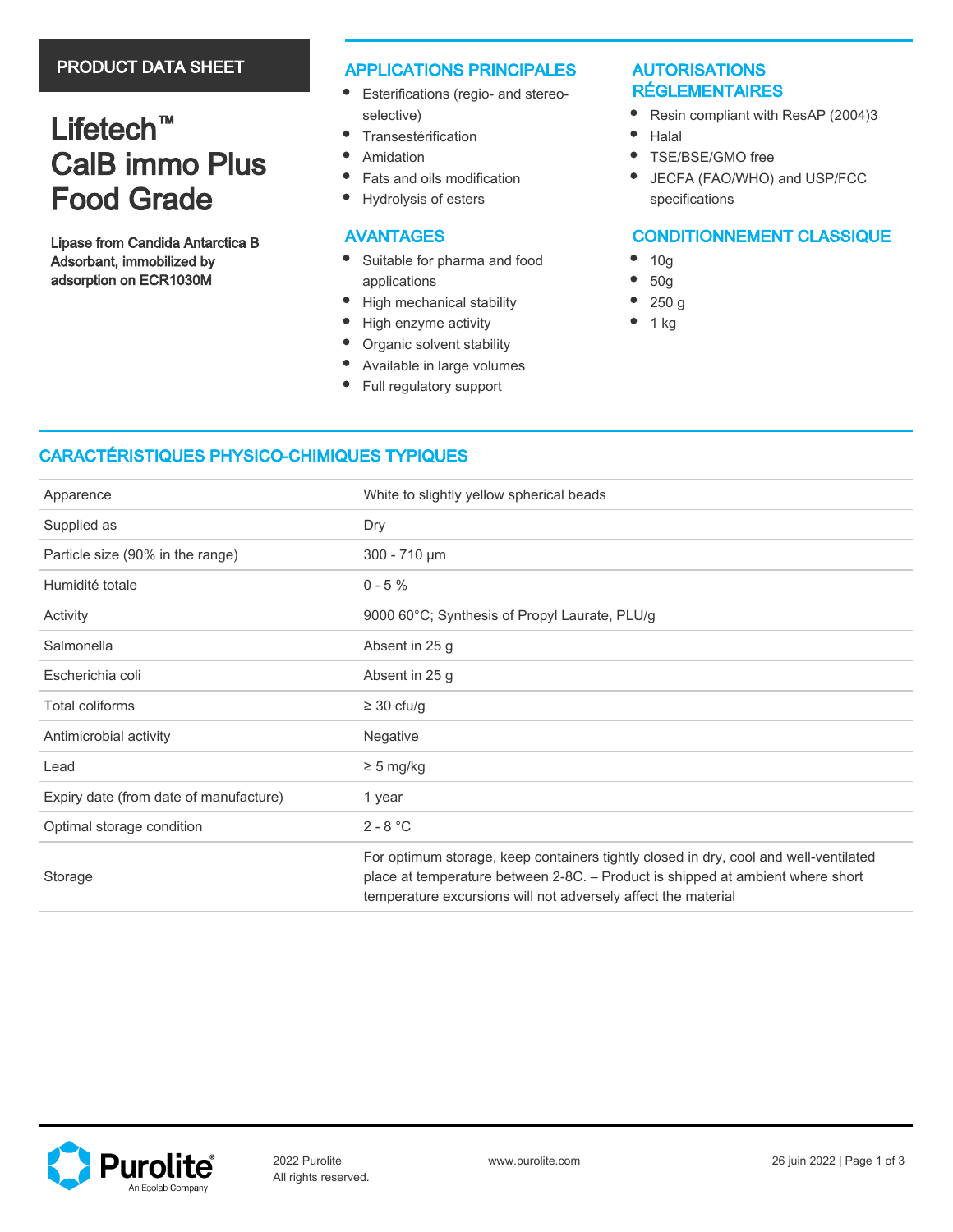PRODUCT DATA SHEET

# Lifetech™ CalB immo Plus Food Grade

**Lipase from Candida Antarctica B Adsorbant, immobilized by adsorption on ECR1030M**

## APPLICATIONS PRINCIPALES

- Esterifications (regio- and stereo-selective)
- Transestérification
- Amidation
- Fats and oils modification
- Hydrolysis of esters

## AVANTAGES

- Suitable for pharma and food applications
- High mechanical stability
- High enzyme activity
- Organic solvent stability
- Available in large volumes
- Full regulatory support

## AUTORISATIONS RÉGLEMENTAIRES

- Resin compliant with ResAP (2004)3
- Halal
- TSE/BSE/GMO free
- JECFA (FAO/WHO) and USP/FCC specifications

## CONDITIONNEMENT CLASSIQUE

- 10g
- 50g
- 250 g
- 1 kg

## CARACTÉRISTIQUES PHYSICO-CHIMIQUES TYPIQUES

| | |
|---|---|
| Apparence | White to slightly yellow spherical beads |
| Supplied as | Dry |
| Particle size (90% in the range) | 300 - 710 µm |
| Humidité totale | 0 - 5 % |
| Activity | 9000 60°C; Synthesis of Propyl Laurate, PLU/g |
| Salmonella | Absent in 25 g |
| Escherichia coli | Absent in 25 g |
| Total coliforms | ≥ 30 cfu/g |
| Antimicrobial activity | Negative |
| Lead | ≥ 5 mg/kg |
| Expiry date (from date of manufacture) | 1 year |
| Optimal storage condition | 2 - 8 °C |
| Storage | For optimum storage, keep containers tightly closed in dry, cool and well-ventilated place at temperature between 2-8C. – Product is shipped at ambient where short temperature excursions will not adversely affect the material |

Purolite An Ecolab Company

2022 Purolite
All rights reserved.

www.purolite.com

26 juin 2022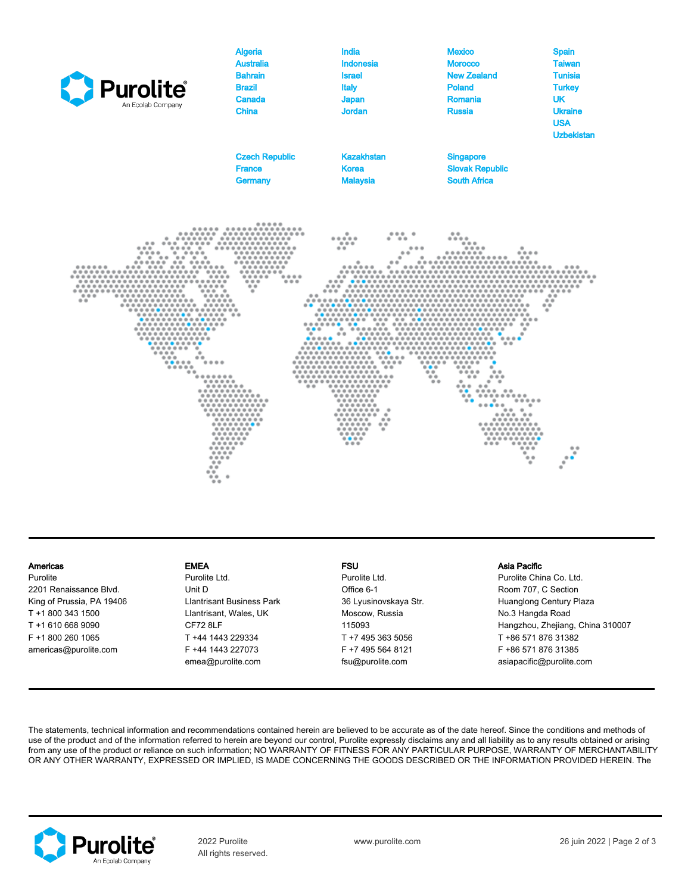Algeria
Australia
Bahrain
Brazil
Canada
China
India
Indonesia
Israel
Italy
Japan
Jordan
Mexico
Morocco
New Zealand
Poland
Romania
Russia
Spain
Taiwan
Tunisia
Turkey
UK
Ukraine
USA
Uzbekistan

Czech Republic
France
Germany
Kazakhstan
Korea
Malaysia
Singapore
Slovak Republic
South Africa

**Americas**
Purolite
2201 Renaissance Blvd.
King of Prussia, PA 19406
T +1 800 343 1500
T +1 610 668 9090
F +1 800 260 1065
americas@purolite.com

**EMEA**
Purolite Ltd.
Unit D
Llantrisant Business Park
Llantrisant, Wales, UK
CF72 8LF
T +44 1443 229334
F +44 1443 227073
emea@purolite.com

**FSU**
Purolite Ltd.
Office 6-1
36 Lyusinovskaya Str.
Moscow, Russia
115093
T +7 495 363 5056
F +7 495 564 8121
fsu@purolite.com

**Asia Pacific**
Purolite China Co. Ltd.
Room 707, C Section
Huanglong Century Plaza
No.3 Hangda Road
Hangzhou, Zhejiang, China 310007
T +86 571 876 31382
F +86 571 876 31385
asiapacific@purolite.com

The statements, technical information and recommendations contained herein are believed to be accurate as of the date hereof. Since the conditions and methods of use of the product and of the information referred to herein are beyond our control, Purolite expressly disclaims any and all liability as to any results obtained or arising from any use of the product or reliance on such information; NO WARRANTY OF FITNESS FOR ANY PARTICULAR PURPOSE, WARRANTY OF MERCHANTABILITY OR ANY OTHER WARRANTY, EXPRESSED OR IMPLIED, IS MADE CONCERNING THE GOODS DESCRIBED OR THE INFORMATION PROVIDED HEREIN. The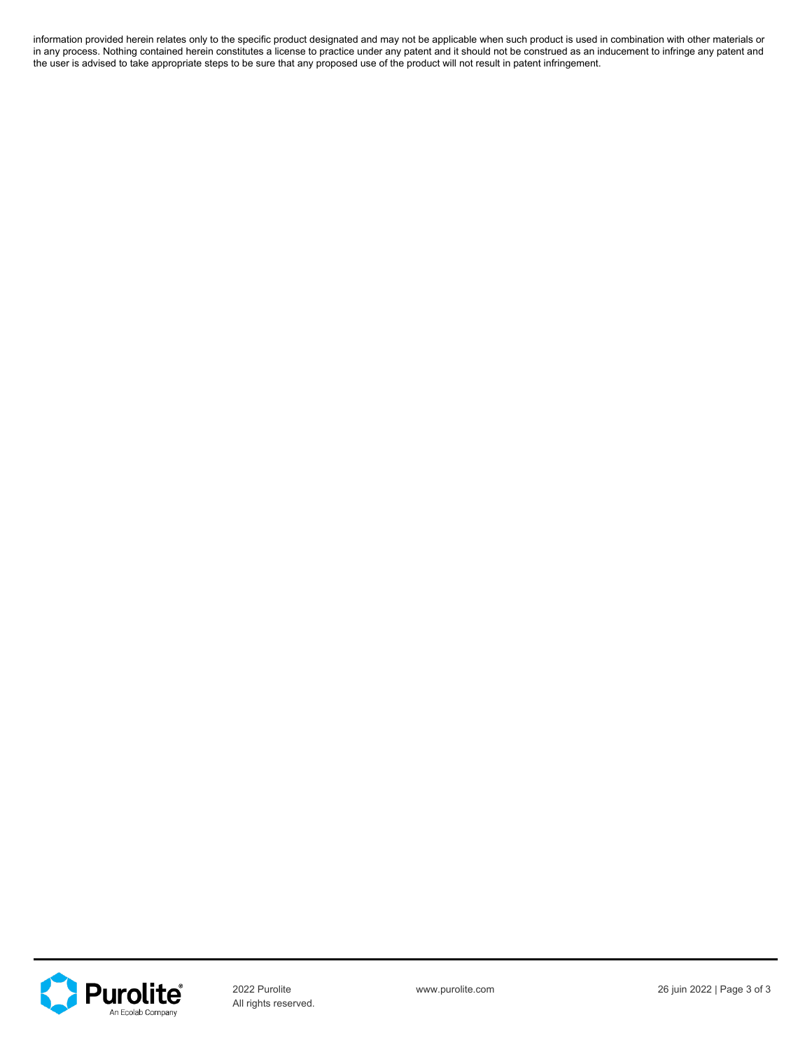information provided herein relates only to the specific product designated and may not be applicable when such product is used in combination with other materials or in any process. Nothing contained herein constitutes a license to practice under any patent and it should not be construed as an inducement to infringe any patent and the user is advised to take appropriate steps to be sure that any proposed use of the product will not result in patent infringement.